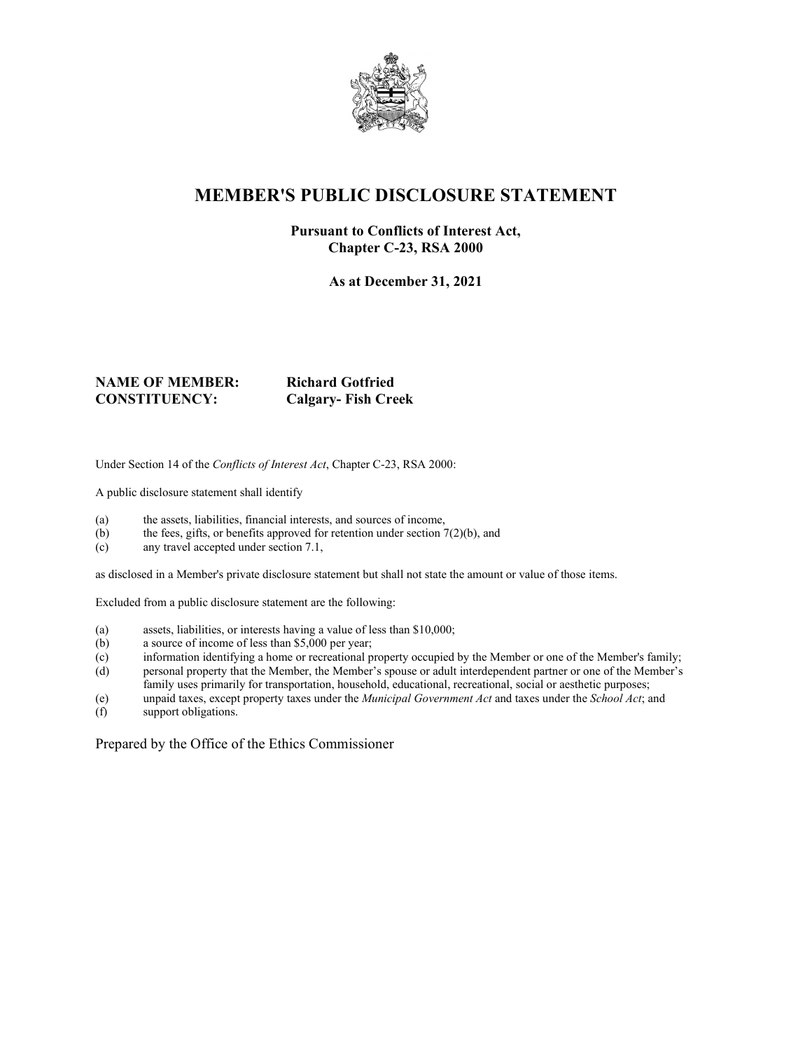# MEMBER'S PUBLIC DISCLOSURE STATEMENT

**Pursuant to Conflicts of Interest Act,**
**Chapter C-23, RSA 2000**

**As at December 31, 2021**

**NAME OF MEMBER:** **Richard Gotfried**
**CONSTITUENCY:** **Calgary- Fish Creek**

Under Section 14 of the *Conflicts of Interest Act*, Chapter C-23, RSA 2000:

A public disclosure statement shall identify

(a) the assets, liabilities, financial interests, and sources of income,
(b) the fees, gifts, or benefits approved for retention under section 7(2)(b), and
(c) any travel accepted under section 7.1,

as disclosed in a Member's private disclosure statement but shall not state the amount or value of those items.

Excluded from a public disclosure statement are the following:

(a) assets, liabilities, or interests having a value of less than $10,000;
(b) a source of income of less than $5,000 per year;
(c) information identifying a home or recreational property occupied by the Member or one of the Member's family;
(d) personal property that the Member, the Member's spouse or adult interdependent partner or one of the Member's family uses primarily for transportation, household, educational, recreational, social or aesthetic purposes;
(e) unpaid taxes, except property taxes under the *Municipal Government Act* and taxes under the *School Act*; and
(f) support obligations.

Prepared by the Office of the Ethics Commissioner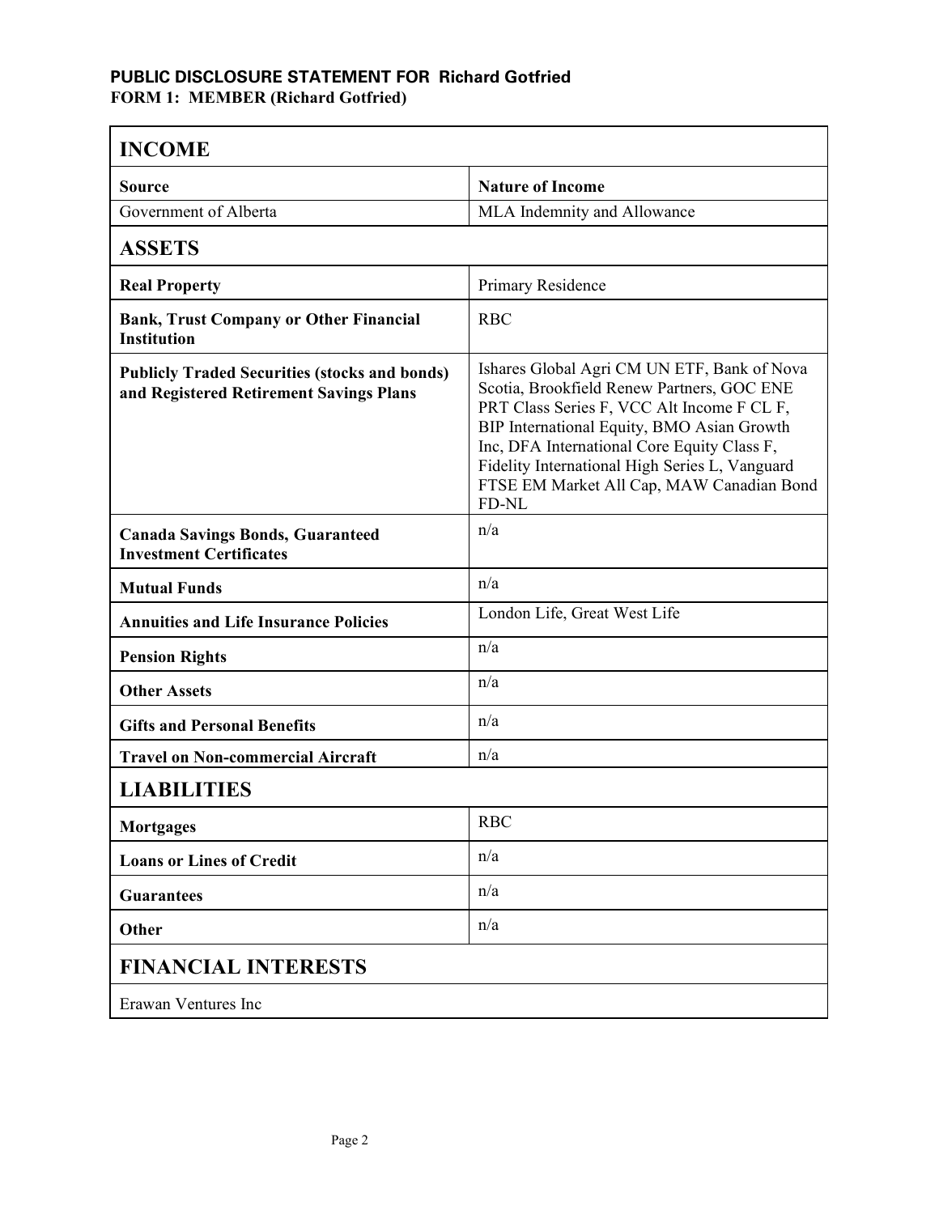## PUBLIC DISCLOSURE STATEMENT FOR Richard Gotfried

**FORM 1: MEMBER (Richard Gotfried)**

### INCOME

| Source | Nature of Income |
| --- | --- |
| Government of Alberta | MLA Indemnity and Allowance |

### ASSETS

| | |
| --- | --- |
| **Real Property** | Primary Residence |
| **Bank, Trust Company or Other Financial Institution** | RBC |
| **Publicly Traded Securities (stocks and bonds) and Registered Retirement Savings Plans** | Ishares Global Agri CM UN ETF, Bank of Nova Scotia, Brookfield Renew Partners, GOC ENE PRT Class Series F, VCC Alt Income F CL F, BIP International Equity, BMO Asian Growth Inc, DFA International Core Equity Class F, Fidelity International High Series L, Vanguard FTSE EM Market All Cap, MAW Canadian Bond FD-NL |
| **Canada Savings Bonds, Guaranteed Investment Certificates** | n/a |
| **Mutual Funds** | n/a |
| **Annuities and Life Insurance Policies** | London Life, Great West Life |
| **Pension Rights** | n/a |
| **Other Assets** | n/a |
| **Gifts and Personal Benefits** | n/a |
| **Travel on Non-commercial Aircraft** | n/a |

### LIABILITIES

| | |
| --- | --- |
| **Mortgages** | RBC |
| **Loans or Lines of Credit** | n/a |
| **Guarantees** | n/a |
| **Other** | n/a |

### FINANCIAL INTERESTS

Erawan Ventures Inc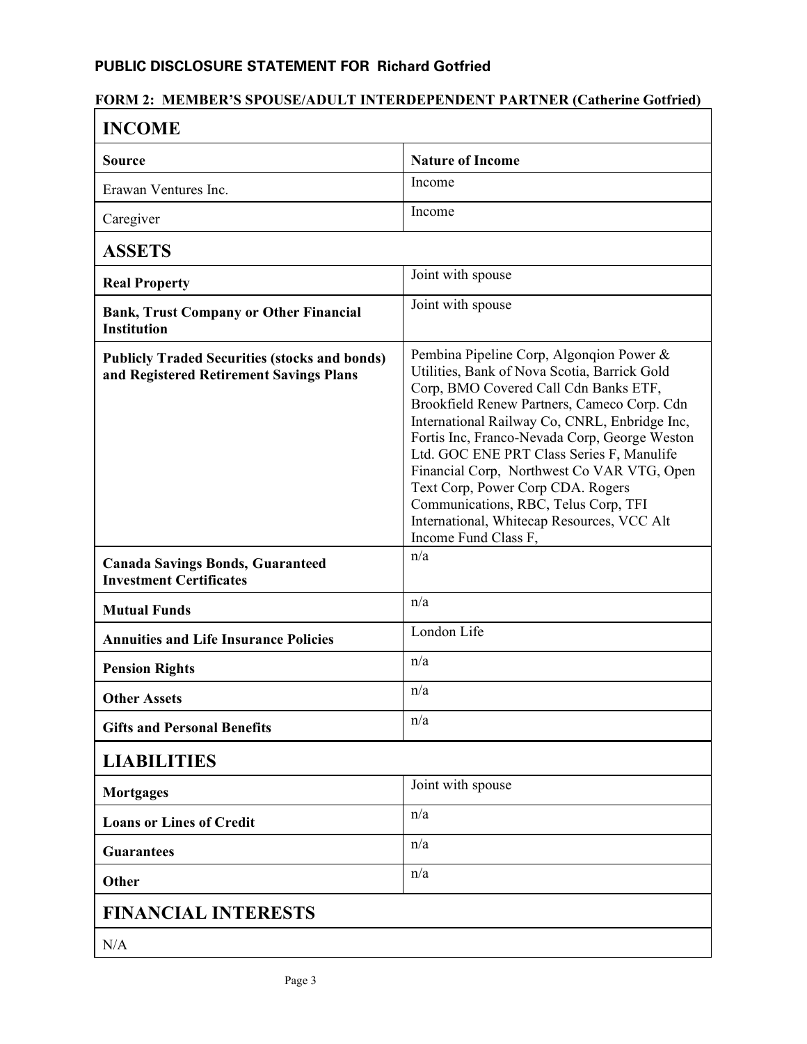## PUBLIC DISCLOSURE STATEMENT FOR Richard Gotfried

### FORM 2: MEMBER'S SPOUSE/ADULT INTERDEPENDENT PARTNER (Catherine Gotfried)

| INCOME | |
|---|---|
| **Source** | **Nature of Income** |
| Erawan Ventures Inc. | Income |
| Caregiver | Income |
| **ASSETS** | |
| **Real Property** | Joint with spouse |
| **Bank, Trust Company or Other Financial Institution** | Joint with spouse |
| **Publicly Traded Securities (stocks and bonds) and Registered Retirement Savings Plans** | Pembina Pipeline Corp, Algonqion Power & Utilities, Bank of Nova Scotia, Barrick Gold Corp, BMO Covered Call Cdn Banks ETF, Brookfield Renew Partners, Cameco Corp. Cdn International Railway Co, CNRL, Enbridge Inc, Fortis Inc, Franco-Nevada Corp, George Weston Ltd. GOC ENE PRT Class Series F, Manulife Financial Corp, Northwest Co VAR VTG, Open Text Corp, Power Corp CDA. Rogers Communications, RBC, Telus Corp, TFI International, Whitecap Resources, VCC Alt Income Fund Class F, |
| **Canada Savings Bonds, Guaranteed Investment Certificates** | n/a |
| **Mutual Funds** | n/a |
| **Annuities and Life Insurance Policies** | London Life |
| **Pension Rights** | n/a |
| **Other Assets** | n/a |
| **Gifts and Personal Benefits** | n/a |
| **LIABILITIES** | |
| **Mortgages** | Joint with spouse |
| **Loans or Lines of Credit** | n/a |
| **Guarantees** | n/a |
| **Other** | n/a |
| **FINANCIAL INTERESTS** | |
| N/A | |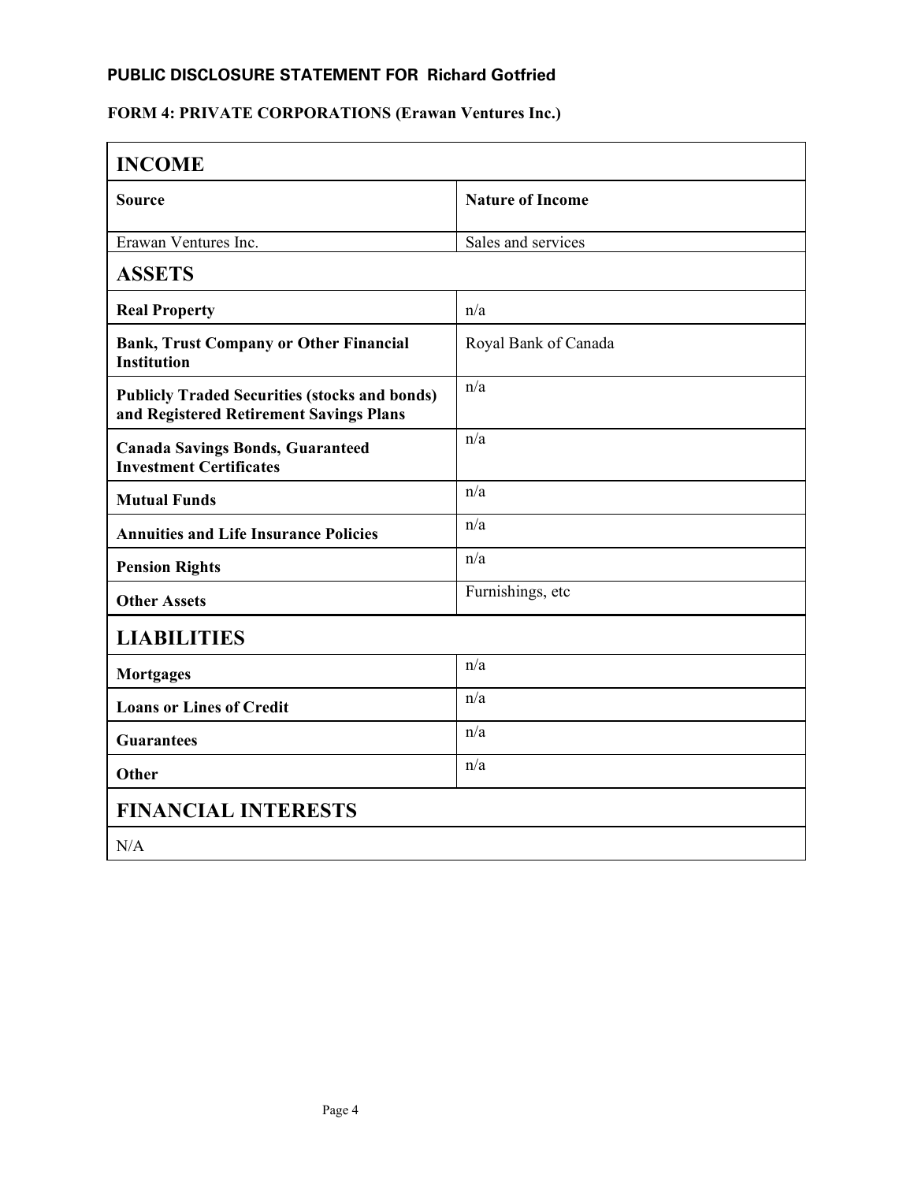# PUBLIC DISCLOSURE STATEMENT FOR Richard Gotfried

## FORM 4: PRIVATE CORPORATIONS (Erawan Ventures Inc.)

| **INCOME** | |
| --- | --- |
| **Source** | **Nature of Income** |
| Erawan Ventures Inc. | Sales and services |
| **ASSETS** | |
| **Real Property** | n/a |
| **Bank, Trust Company or Other Financial Institution** | Royal Bank of Canada |
| **Publicly Traded Securities (stocks and bonds) and Registered Retirement Savings Plans** | n/a |
| **Canada Savings Bonds, Guaranteed Investment Certificates** | n/a |
| **Mutual Funds** | n/a |
| **Annuities and Life Insurance Policies** | n/a |
| **Pension Rights** | n/a |
| **Other Assets** | Furnishings, etc |
| **LIABILITIES** | |
| **Mortgages** | n/a |
| **Loans or Lines of Credit** | n/a |
| **Guarantees** | n/a |
| **Other** | n/a |
| **FINANCIAL INTERESTS** | |
| N/A | |